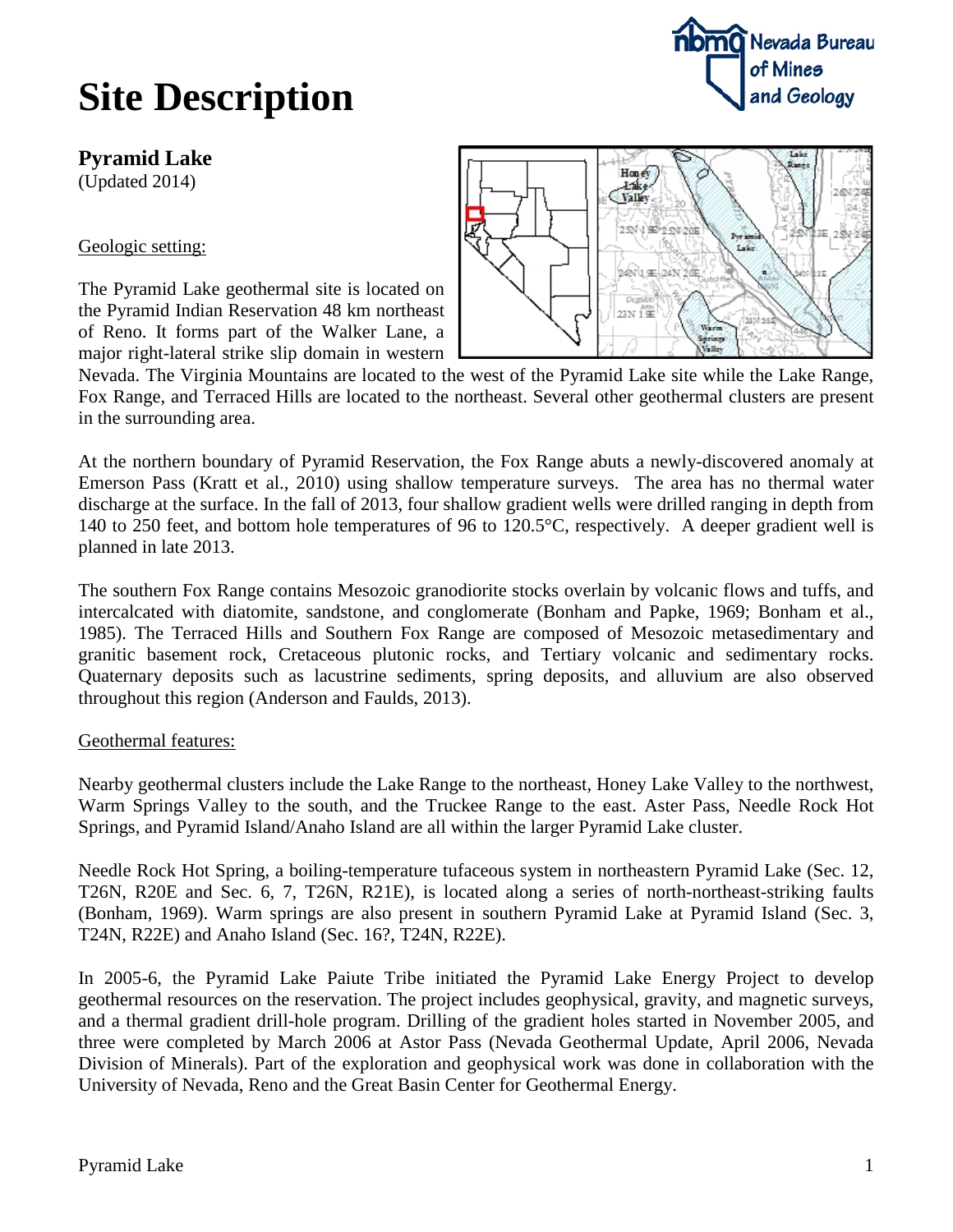# Site Description

## Pyramid Lake

(Updated 2014)

Geologic setting:

The Pyramid Lake geothermal site is located on the Pyramid Indian Reservation 48 km northeast of Reno. It forms part of the Walker Lane, a major right-lateral strike slip domain in western Nevada. The Virginia Mountains are located to the west of the Pyramid Lake site while the Lake Range, Fox Range, and Terraced Hills are located to the northeast. Several other geothermal clusters are present in the surrounding area.

At the northern boundary of Pyramid Reservation, the Fox Range abuts a newly-discovered anomaly at Emerson Pass (Kratt et al., 2010) using shallow temperature surveys. The area has no thermal water discharge at the surface. In the fall of 2013, four shallow gradient wells were drilled ranging in depth from 140 to 250 feet, and bottom hole temperatures of 96 to 120.5°C, respectively. A deeper gradient well is planned in late 2013.

The southern Fox Range contains Mesozoic granodiorite stocks overlain by volcanic flows and tuffs, and intercalcated with diatomite, sandstone, and conglomerate (Bonham and Papke, 1969; Bonham et al., 1985). The Terraced Hills and Southern Fox Range are composed of Mesozoic metasedimentary and granitic basement rock, Cretaceous plutonic rocks, and Tertiary volcanic and sedimentary rocks. Quaternary deposits such as lacustrine sediments, spring deposits, and alluvium are also observed throughout this region (Anderson and Faulds, 2013).

Geothermal features:

Nearby geothermal clusters include the Lake Range to the northeast, Honey Lake Valley to the northwest, Warm Springs Valley to the south, and the Truckee Range to the east. Aster Pass, Needle Rock Hot Springs, and Pyramid Island/Anaho Island are all within the larger Pyramid Lake cluster.

Needle Rock Hot Spring, a boiling-temperature tufaceous system in northeastern Pyramid Lake (Sec. 12, T26N, R20E and Sec. 6, 7, T26N, R21E), is located along a series of north-northeast-striking faults (Bonham, 1969). Warm springs are also present in southern Pyramid Lake at Pyramid Island (Sec. 3, T24N, R22E) and Anaho Island (Sec. 16?, T24N, R22E).

In 2005-6, the Pyramid Lake Paiute Tribe initiated the Pyramid Lake Energy Project to develop geothermal resources on the reservation. The project includes geophysical, gravity, and magnetic surveys, and a thermal gradient drill-hole program. Drilling of the gradient holes started in November 2005, and three were completed by March 2006 at Astor Pass (Nevada Geothermal Update, April 2006, Nevada Division of Minerals). Part of the exploration and geophysical work was done in collaboration with the University of Nevada, Reno and the Great Basin Center for Geothermal Energy.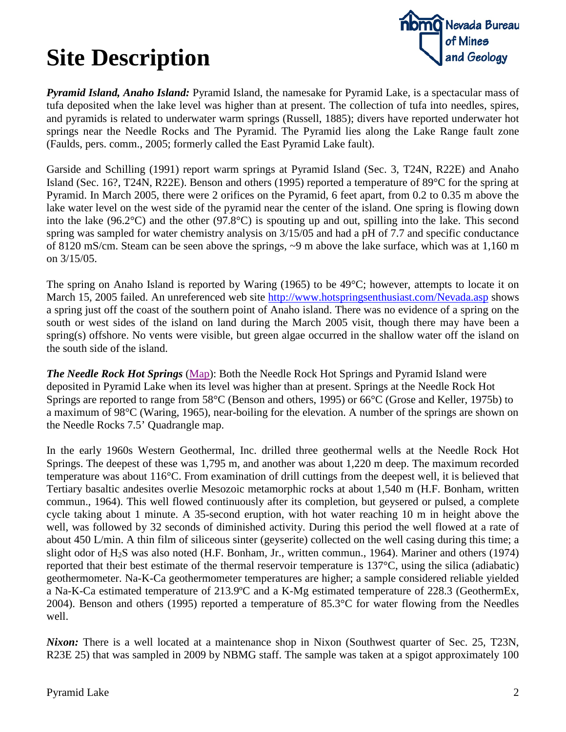# Site Description

***Pyramid Island, Anaho Island:*** Pyramid Island, the namesake for Pyramid Lake, is a spectacular mass of tufa deposited when the lake level was higher than at present. The collection of tufa into needles, spires, and pyramids is related to underwater warm springs (Russell, 1885); divers have reported underwater hot springs near the Needle Rocks and The Pyramid. The Pyramid lies along the Lake Range fault zone (Faulds, pers. comm., 2005; formerly called the East Pyramid Lake fault).

Garside and Schilling (1991) report warm springs at Pyramid Island (Sec. 3, T24N, R22E) and Anaho Island (Sec. 16?, T24N, R22E). Benson and others (1995) reported a temperature of 89°C for the spring at Pyramid. In March 2005, there were 2 orifices on the Pyramid, 6 feet apart, from 0.2 to 0.35 m above the lake water level on the west side of the pyramid near the center of the island. One spring is flowing down into the lake (96.2°C) and the other (97.8°C) is spouting up and out, spilling into the lake. This second spring was sampled for water chemistry analysis on 3/15/05 and had a pH of 7.7 and specific conductance of 8120 mS/cm. Steam can be seen above the springs, ~9 m above the lake surface, which was at 1,160 m on 3/15/05.

The spring on Anaho Island is reported by Waring (1965) to be 49°C; however, attempts to locate it on March 15, 2005 failed. An unreferenced web site http://www.hotspringsenthusiast.com/Nevada.asp shows a spring just off the coast of the southern point of Anaho island. There was no evidence of a spring on the south or west sides of the island on land during the March 2005 visit, though there may have been a spring(s) offshore. No vents were visible, but green algae occurred in the shallow water off the island on the south side of the island.

***The Needle Rock Hot Springs*** (Map): Both the Needle Rock Hot Springs and Pyramid Island were deposited in Pyramid Lake when its level was higher than at present. Springs at the Needle Rock Hot Springs are reported to range from 58°C (Benson and others, 1995) or 66°C (Grose and Keller, 1975b) to a maximum of 98°C (Waring, 1965), near-boiling for the elevation. A number of the springs are shown on the Needle Rocks 7.5' Quadrangle map.

In the early 1960s Western Geothermal, Inc. drilled three geothermal wells at the Needle Rock Hot Springs. The deepest of these was 1,795 m, and another was about 1,220 m deep. The maximum recorded temperature was about 116°C. From examination of drill cuttings from the deepest well, it is believed that Tertiary basaltic andesites overlie Mesozoic metamorphic rocks at about 1,540 m (H.F. Bonham, written commun., 1964). This well flowed continuously after its completion, but geysered or pulsed, a complete cycle taking about 1 minute. A 35-second eruption, with hot water reaching 10 m in height above the well, was followed by 32 seconds of diminished activity. During this period the well flowed at a rate of about 450 L/min. A thin film of siliceous sinter (geyserite) collected on the well casing during this time; a slight odor of $H_2S$ was also noted (H.F. Bonham, Jr., written commun., 1964). Mariner and others (1974) reported that their best estimate of the thermal reservoir temperature is 137°C, using the silica (adiabatic) geothermometer. Na-K-Ca geothermometer temperatures are higher; a sample considered reliable yielded a Na-K-Ca estimated temperature of 213.9ºC and a K-Mg estimated temperature of 228.3 (GeothermEx, 2004). Benson and others (1995) reported a temperature of 85.3°C for water flowing from the Needles well.

***Nixon:*** There is a well located at a maintenance shop in Nixon (Southwest quarter of Sec. 25, T23N, R23E 25) that was sampled in 2009 by NBMG staff. The sample was taken at a spigot approximately 100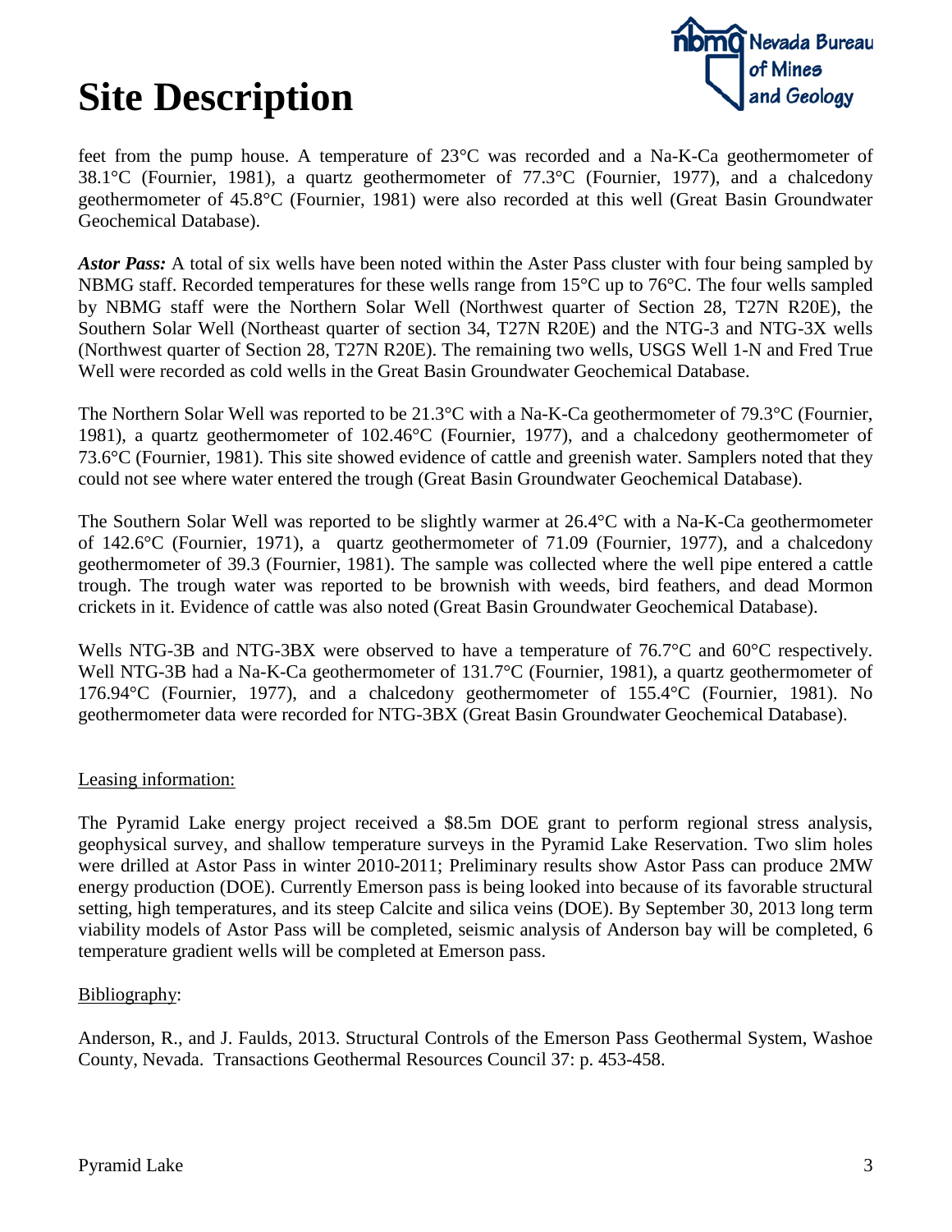# Site Description

feet from the pump house. A temperature of 23°C was recorded and a Na-K-Ca geothermometer of 38.1°C (Fournier, 1981), a quartz geothermometer of 77.3°C (Fournier, 1977), and a chalcedony geothermometer of 45.8°C (Fournier, 1981) were also recorded at this well (Great Basin Groundwater Geochemical Database).

***Astor Pass:*** A total of six wells have been noted within the Aster Pass cluster with four being sampled by NBMG staff. Recorded temperatures for these wells range from 15°C up to 76°C. The four wells sampled by NBMG staff were the Northern Solar Well (Northwest quarter of Section 28, T27N R20E), the Southern Solar Well (Northeast quarter of section 34, T27N R20E) and the NTG-3 and NTG-3X wells (Northwest quarter of Section 28, T27N R20E). The remaining two wells, USGS Well 1-N and Fred True Well were recorded as cold wells in the Great Basin Groundwater Geochemical Database.

The Northern Solar Well was reported to be 21.3°C with a Na-K-Ca geothermometer of 79.3°C (Fournier, 1981), a quartz geothermometer of 102.46°C (Fournier, 1977), and a chalcedony geothermometer of 73.6°C (Fournier, 1981). This site showed evidence of cattle and greenish water. Samplers noted that they could not see where water entered the trough (Great Basin Groundwater Geochemical Database).

The Southern Solar Well was reported to be slightly warmer at 26.4°C with a Na-K-Ca geothermometer of 142.6°C (Fournier, 1971), a quartz geothermometer of 71.09 (Fournier, 1977), and a chalcedony geothermometer of 39.3 (Fournier, 1981). The sample was collected where the well pipe entered a cattle trough. The trough water was reported to be brownish with weeds, bird feathers, and dead Mormon crickets in it. Evidence of cattle was also noted (Great Basin Groundwater Geochemical Database).

Wells NTG-3B and NTG-3BX were observed to have a temperature of 76.7°C and 60°C respectively. Well NTG-3B had a Na-K-Ca geothermometer of 131.7°C (Fournier, 1981), a quartz geothermometer of 176.94°C (Fournier, 1977), and a chalcedony geothermometer of 155.4°C (Fournier, 1981). No geothermometer data were recorded for NTG-3BX (Great Basin Groundwater Geochemical Database).

Leasing information:

The Pyramid Lake energy project received a $8.5m DOE grant to perform regional stress analysis, geophysical survey, and shallow temperature surveys in the Pyramid Lake Reservation. Two slim holes were drilled at Astor Pass in winter 2010-2011; Preliminary results show Astor Pass can produce 2MW energy production (DOE). Currently Emerson pass is being looked into because of its favorable structural setting, high temperatures, and its steep Calcite and silica veins (DOE). By September 30, 2013 long term viability models of Astor Pass will be completed, seismic analysis of Anderson bay will be completed, 6 temperature gradient wells will be completed at Emerson pass.

Bibliography:

Anderson, R., and J. Faulds, 2013. Structural Controls of the Emerson Pass Geothermal System, Washoe County, Nevada. Transactions Geothermal Resources Council 37: p. 453-458.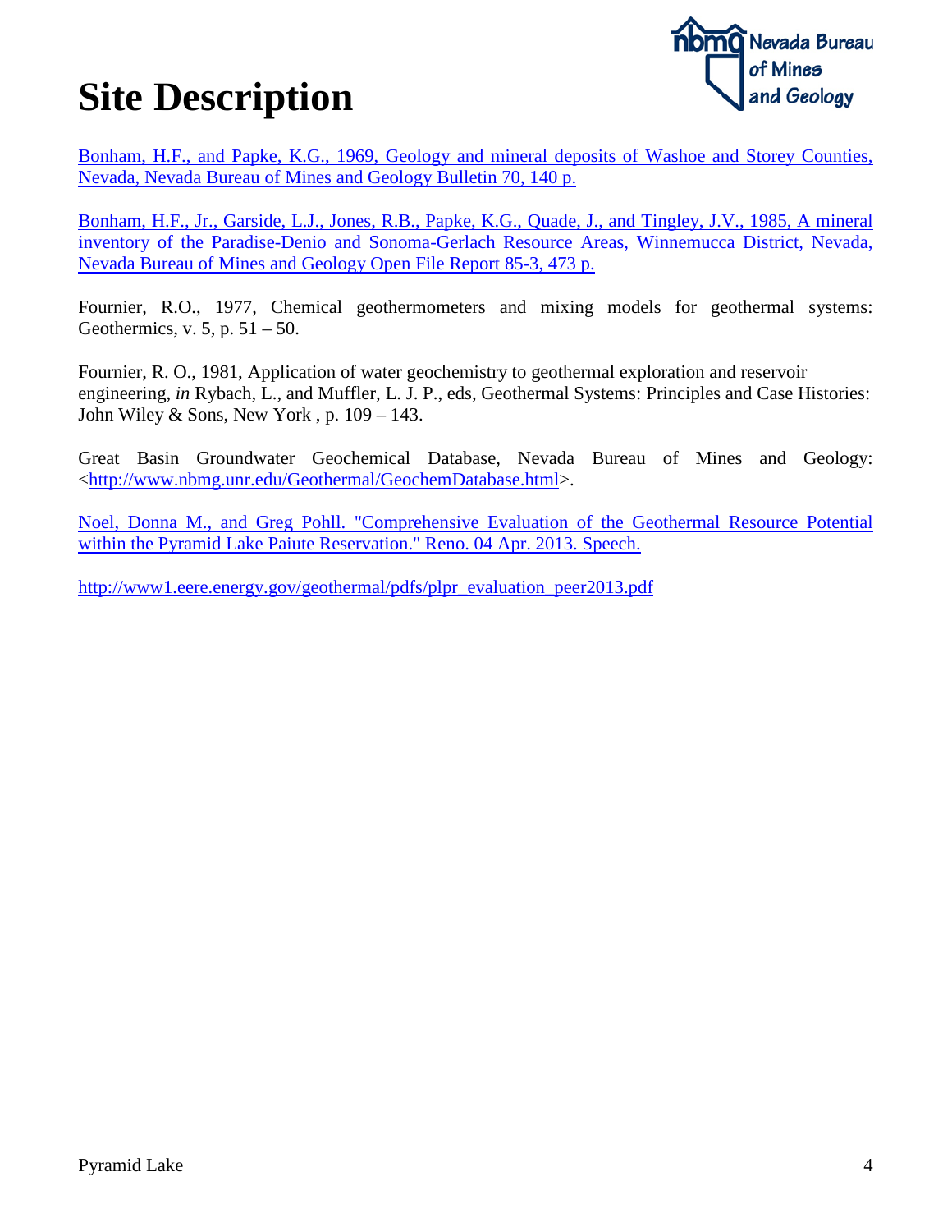# Site Description

Bonham, H.F., and Papke, K.G., 1969, Geology and mineral deposits of Washoe and Storey Counties, Nevada, Nevada Bureau of Mines and Geology Bulletin 70, 140 p.

Bonham, H.F., Jr., Garside, L.J., Jones, R.B., Papke, K.G., Quade, J., and Tingley, J.V., 1985, A mineral inventory of the Paradise-Denio and Sonoma-Gerlach Resource Areas, Winnemucca District, Nevada, Nevada Bureau of Mines and Geology Open File Report 85-3, 473 p.

Fournier, R.O., 1977, Chemical geothermometers and mixing models for geothermal systems: Geothermics, v. 5, p. 51 – 50.

Fournier, R. O., 1981, Application of water geochemistry to geothermal exploration and reservoir engineering, *in* Rybach, L., and Muffler, L. J. P., eds, Geothermal Systems: Principles and Case Histories: John Wiley & Sons, New York , p. 109 – 143.

Great Basin Groundwater Geochemical Database, Nevada Bureau of Mines and Geology: <http://www.nbmg.unr.edu/Geothermal/GeochemDatabase.html>.

Noel, Donna M., and Greg Pohll. "Comprehensive Evaluation of the Geothermal Resource Potential within the Pyramid Lake Paiute Reservation." Reno. 04 Apr. 2013. Speech.

http://www1.eere.energy.gov/geothermal/pdfs/plpr_evaluation_peer2013.pdf